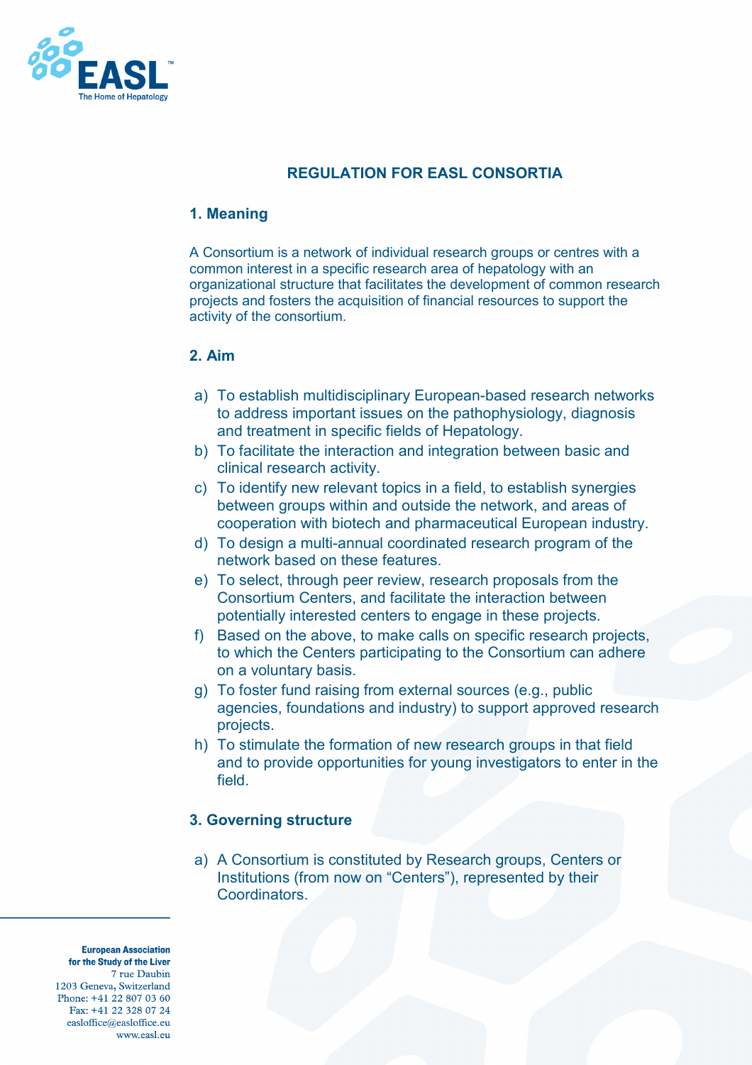# REGULATION FOR EASL CONSORTIA

## 1. Meaning

A Consortium is a network of individual research groups or centres with a common interest in a specific research area of hepatology with an organizational structure that facilitates the development of common research projects and fosters the acquisition of financial resources to support the activity of the consortium.

## 2. Aim

a) To establish multidisciplinary European-based research networks to address important issues on the pathophysiology, diagnosis and treatment in specific fields of Hepatology.
b) To facilitate the interaction and integration between basic and clinical research activity.
c) To identify new relevant topics in a field, to establish synergies between groups within and outside the network, and areas of cooperation with biotech and pharmaceutical European industry.
d) To design a multi-annual coordinated research program of the network based on these features.
e) To select, through peer review, research proposals from the Consortium Centers, and facilitate the interaction between potentially interested centers to engage in these projects.
f) Based on the above, to make calls on specific research projects, to which the Centers participating to the Consortium can adhere on a voluntary basis.
g) To foster fund raising from external sources (e.g., public agencies, foundations and industry) to support approved research projects.
h) To stimulate the formation of new research groups in that field and to provide opportunities for young investigators to enter in the field.

## 3. Governing structure

a) A Consortium is constituted by Research groups, Centers or Institutions (from now on "Centers"), represented by their Coordinators.

**European Association for the Study of the Liver**
7 rue Daubin
1203 Geneva, Switzerland
Phone: +41 22 807 03 60
Fax: +41 22 328 07 24
easloffice@easloffice.eu
www.easl.eu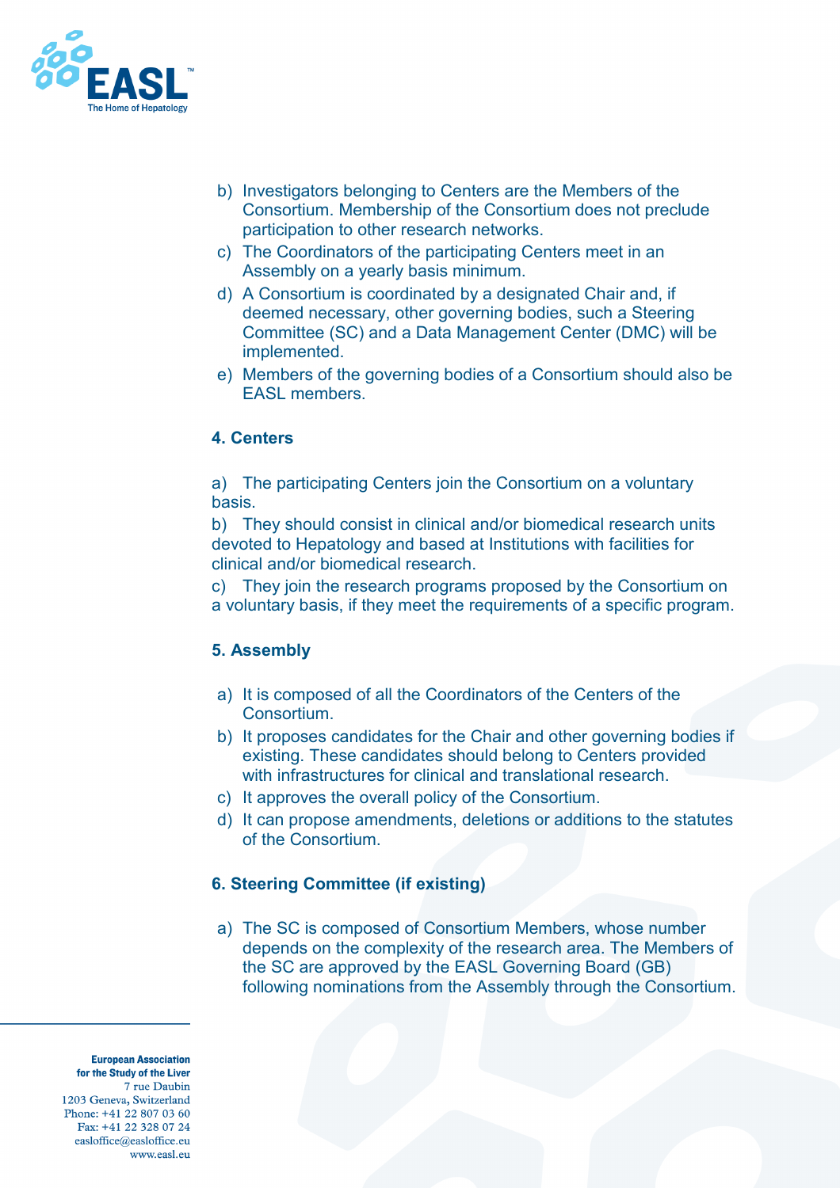b) Investigators belonging to Centers are the Members of the Consortium. Membership of the Consortium does not preclude participation to other research networks.
c) The Coordinators of the participating Centers meet in an Assembly on a yearly basis minimum.
d) A Consortium is coordinated by a designated Chair and, if deemed necessary, other governing bodies, such a Steering Committee (SC) and a Data Management Center (DMC) will be implemented.
e) Members of the governing bodies of a Consortium should also be EASL members.

### 4. Centers

a) The participating Centers join the Consortium on a voluntary basis.
b) They should consist in clinical and/or biomedical research units devoted to Hepatology and based at Institutions with facilities for clinical and/or biomedical research.
c) They join the research programs proposed by the Consortium on a voluntary basis, if they meet the requirements of a specific program.

### 5. Assembly

a) It is composed of all the Coordinators of the Centers of the Consortium.
b) It proposes candidates for the Chair and other governing bodies if existing. These candidates should belong to Centers provided with infrastructures for clinical and translational research.
c) It approves the overall policy of the Consortium.
d) It can propose amendments, deletions or additions to the statutes of the Consortium.

### 6. Steering Committee (if existing)

a) The SC is composed of Consortium Members, whose number depends on the complexity of the research area. The Members of the SC are approved by the EASL Governing Board (GB) following nominations from the Assembly through the Consortium.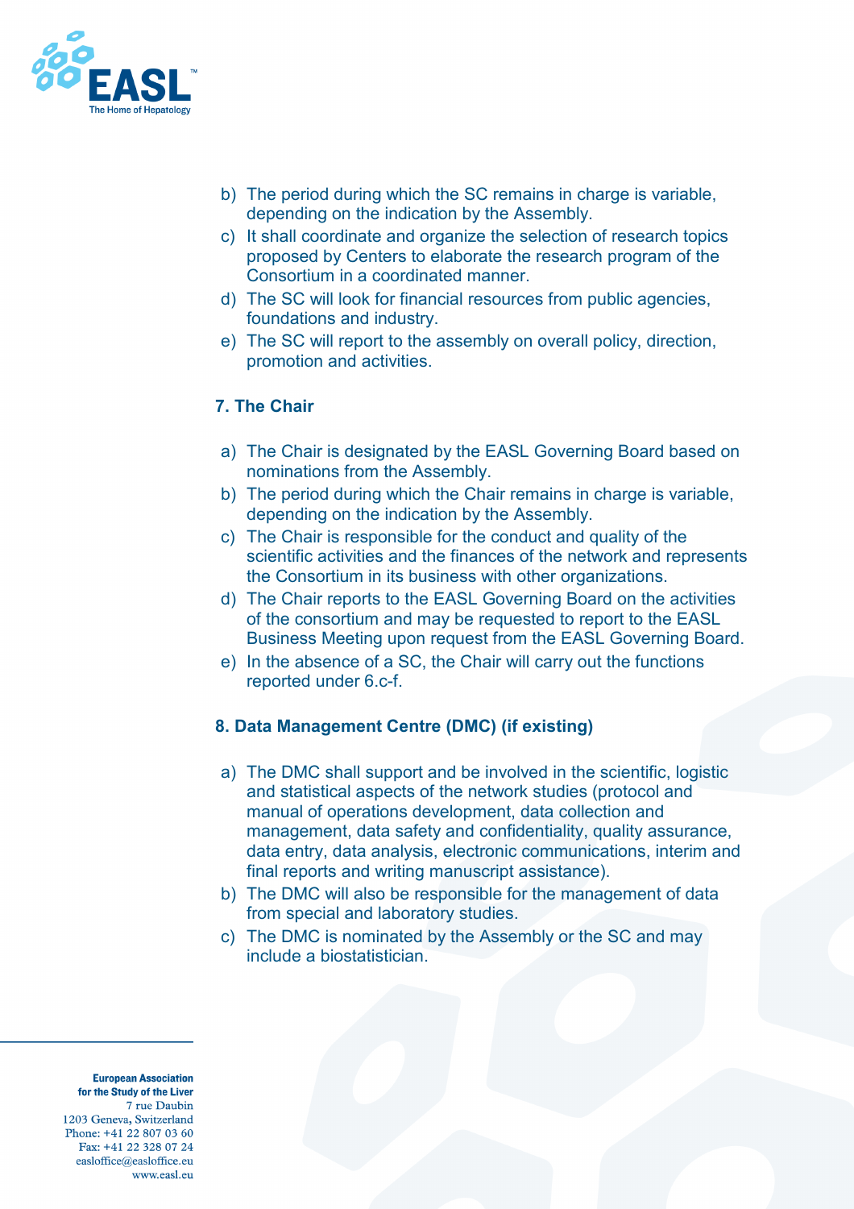b) The period during which the SC remains in charge is variable, depending on the indication by the Assembly.
c) It shall coordinate and organize the selection of research topics proposed by Centers to elaborate the research program of the Consortium in a coordinated manner.
d) The SC will look for financial resources from public agencies, foundations and industry.
e) The SC will report to the assembly on overall policy, direction, promotion and activities.

## 7. The Chair

a) The Chair is designated by the EASL Governing Board based on nominations from the Assembly.
b) The period during which the Chair remains in charge is variable, depending on the indication by the Assembly.
c) The Chair is responsible for the conduct and quality of the scientific activities and the finances of the network and represents the Consortium in its business with other organizations.
d) The Chair reports to the EASL Governing Board on the activities of the consortium and may be requested to report to the EASL Business Meeting upon request from the EASL Governing Board.
e) In the absence of a SC, the Chair will carry out the functions reported under 6.c-f.

## 8. Data Management Centre (DMC) (if existing)

a) The DMC shall support and be involved in the scientific, logistic and statistical aspects of the network studies (protocol and manual of operations development, data collection and management, data safety and confidentiality, quality assurance, data entry, data analysis, electronic communications, interim and final reports and writing manuscript assistance).
b) The DMC will also be responsible for the management of data from special and laboratory studies.
c) The DMC is nominated by the Assembly or the SC and may include a biostatistician.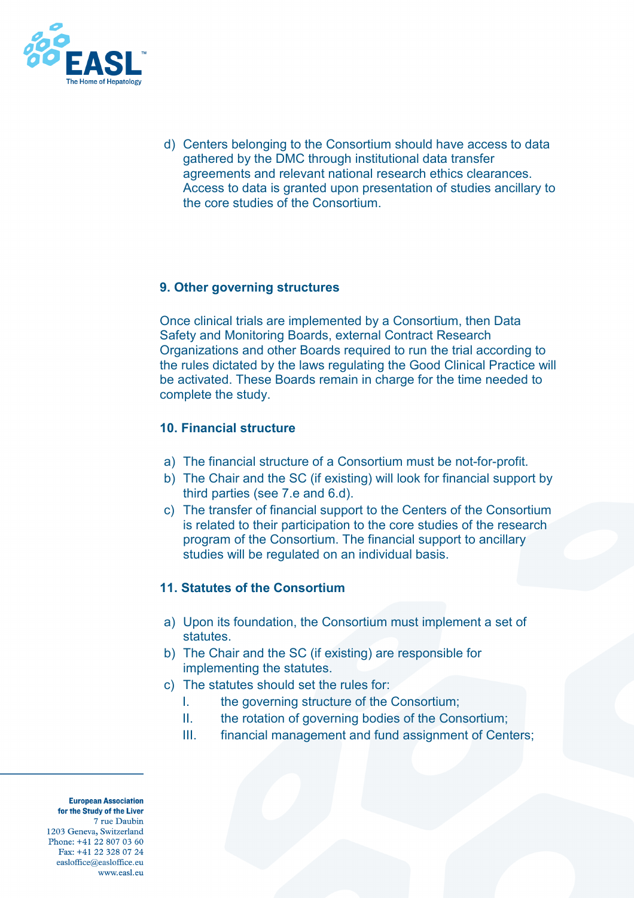d) Centers belonging to the Consortium should have access to data gathered by the DMC through institutional data transfer agreements and relevant national research ethics clearances. Access to data is granted upon presentation of studies ancillary to the core studies of the Consortium.

## 9. Other governing structures

Once clinical trials are implemented by a Consortium, then Data Safety and Monitoring Boards, external Contract Research Organizations and other Boards required to run the trial according to the rules dictated by the laws regulating the Good Clinical Practice will be activated. These Boards remain in charge for the time needed to complete the study.

## 10. Financial structure

a) The financial structure of a Consortium must be not-for-profit.
b) The Chair and the SC (if existing) will look for financial support by third parties (see 7.e and 6.d).
c) The transfer of financial support to the Centers of the Consortium is related to their participation to the core studies of the research program of the Consortium. The financial support to ancillary studies will be regulated on an individual basis.

## 11. Statutes of the Consortium

a) Upon its foundation, the Consortium must implement a set of statutes.
b) The Chair and the SC (if existing) are responsible for implementing the statutes.
c) The statutes should set the rules for:
   I. the governing structure of the Consortium;
   II. the rotation of governing bodies of the Consortium;
   III. financial management and fund assignment of Centers;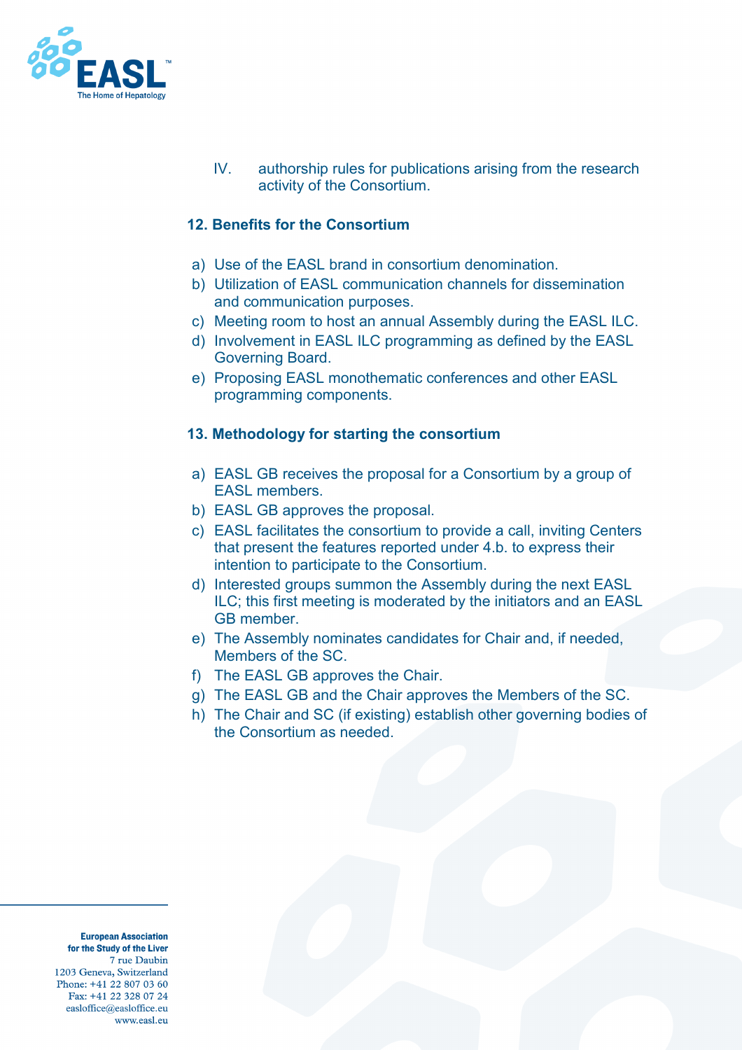IV. authorship rules for publications arising from the research activity of the Consortium.

## 12. Benefits for the Consortium

a) Use of the EASL brand in consortium denomination.
b) Utilization of EASL communication channels for dissemination and communication purposes.
c) Meeting room to host an annual Assembly during the EASL ILC.
d) Involvement in EASL ILC programming as defined by the EASL Governing Board.
e) Proposing EASL monothematic conferences and other EASL programming components.

## 13. Methodology for starting the consortium

a) EASL GB receives the proposal for a Consortium by a group of EASL members.
b) EASL GB approves the proposal.
c) EASL facilitates the consortium to provide a call, inviting Centers that present the features reported under 4.b. to express their intention to participate to the Consortium.
d) Interested groups summon the Assembly during the next EASL ILC; this first meeting is moderated by the initiators and an EASL GB member.
e) The Assembly nominates candidates for Chair and, if needed, Members of the SC.
f) The EASL GB approves the Chair.
g) The EASL GB and the Chair approves the Members of the SC.
h) The Chair and SC (if existing) establish other governing bodies of the Consortium as needed.